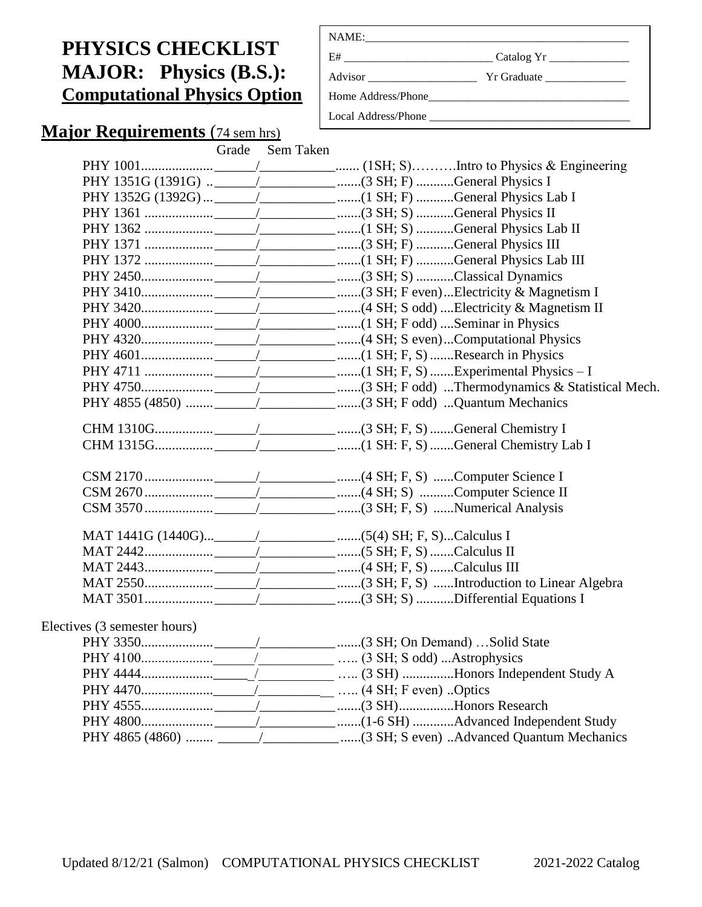# PHYSICS CHECKLIST
# MAJOR: Physics (B.S.):
# Computational Physics Option

NAME:\_\_\_\_\_\_\_\_\_\_\_\_\_\_\_\_\_\_\_\_\_\_\_\_\_\_\_\_\_\_\_\_\_\_\_\_\_\_\_\_

E# \_\_\_\_\_\_\_\_\_\_\_\_\_\_\_\_\_\_\_\_\_\_\_\_ Catalog Yr \_\_\_\_\_\_\_\_\_\_\_\_\_

Advisor \_\_\_\_\_\_\_\_\_\_\_\_\_\_\_\_\_\_ Yr Graduate \_\_\_\_\_\_\_\_\_\_\_\_\_

Home Address/Phone\_\_\_\_\_\_\_\_\_\_\_\_\_\_\_\_\_\_\_\_\_\_\_\_\_\_\_\_\_\_\_\_\_\_

Local Address/Phone \_\_\_\_\_\_\_\_\_\_\_\_\_\_\_\_\_\_\_\_\_\_\_\_\_\_\_\_\_\_\_\_\_

## Major Requirements (74 sem hrs)

| Course | Grade | Sem Taken | Credits/Offered | Title |
|---|---|---|---|---|
| PHY 1001 | | | (1SH; S) | Intro to Physics & Engineering |
| PHY 1351G (1391G) | | | (3 SH; F) | General Physics I |
| PHY 1352G (1392G) | | | (1 SH; F) | General Physics Lab I |
| PHY 1361 | | | (3 SH; S) | General Physics II |
| PHY 1362 | | | (1 SH; S) | General Physics Lab II |
| PHY 1371 | | | (3 SH; F) | General Physics III |
| PHY 1372 | | | (1 SH; F) | General Physics Lab III |
| PHY 2450 | | | (3 SH; S) | Classical Dynamics |
| PHY 3410 | | | (3 SH; F even) | Electricity & Magnetism I |
| PHY 3420 | | | (4 SH; S odd) | Electricity & Magnetism II |
| PHY 4000 | | | (1 SH; F odd) | Seminar in Physics |
| PHY 4320 | | | (4 SH; S even) | Computational Physics |
| PHY 4601 | | | (1 SH; F, S) | Research in Physics |
| PHY 4711 | | | (1 SH; F, S) | Experimental Physics – I |
| PHY 4750 | | | (3 SH; F odd) | Thermodynamics & Statistical Mech. |
| PHY 4855 (4850) | | | (3 SH; F odd) | Quantum Mechanics |
| CHM 1310G | | | (3 SH; F, S) | General Chemistry I |
| CHM 1315G | | | (1 SH: F, S) | General Chemistry Lab I |
| CSM 2170 | | | (4 SH; F, S) | Computer Science I |
| CSM 2670 | | | (4 SH; S) | Computer Science II |
| CSM 3570 | | | (3 SH; F, S) | Numerical Analysis |
| MAT 1441G (1440G) | | | (5(4) SH; F, S) | Calculus I |
| MAT 2442 | | | (5 SH; F, S) | Calculus II |
| MAT 2443 | | | (4 SH; F, S) | Calculus III |
| MAT 2550 | | | (3 SH; F, S) | Introduction to Linear Algebra |
| MAT 3501 | | | (3 SH; S) | Differential Equations I |

Electives (3 semester hours)

| Course | Grade | Sem Taken | Credits/Offered | Title |
|---|---|---|---|---|
| PHY 3350 | | | (3 SH; On Demand) | Solid State |
| PHY 4100 | | | (3 SH; S odd) | Astrophysics |
| PHY 4444 | | | (3 SH) | Honors Independent Study A |
| PHY 4470 | | | (4 SH; F even) | Optics |
| PHY 4555 | | | (3 SH) | Honors Research |
| PHY 4800 | | | (1-6 SH) | Advanced Independent Study |
| PHY 4865 (4860) | | | (3 SH; S even) | Advanced Quantum Mechanics |

Updated 8/12/21 (Salmon) COMPUTATIONAL PHYSICS CHECKLIST 2021-2022 Catalog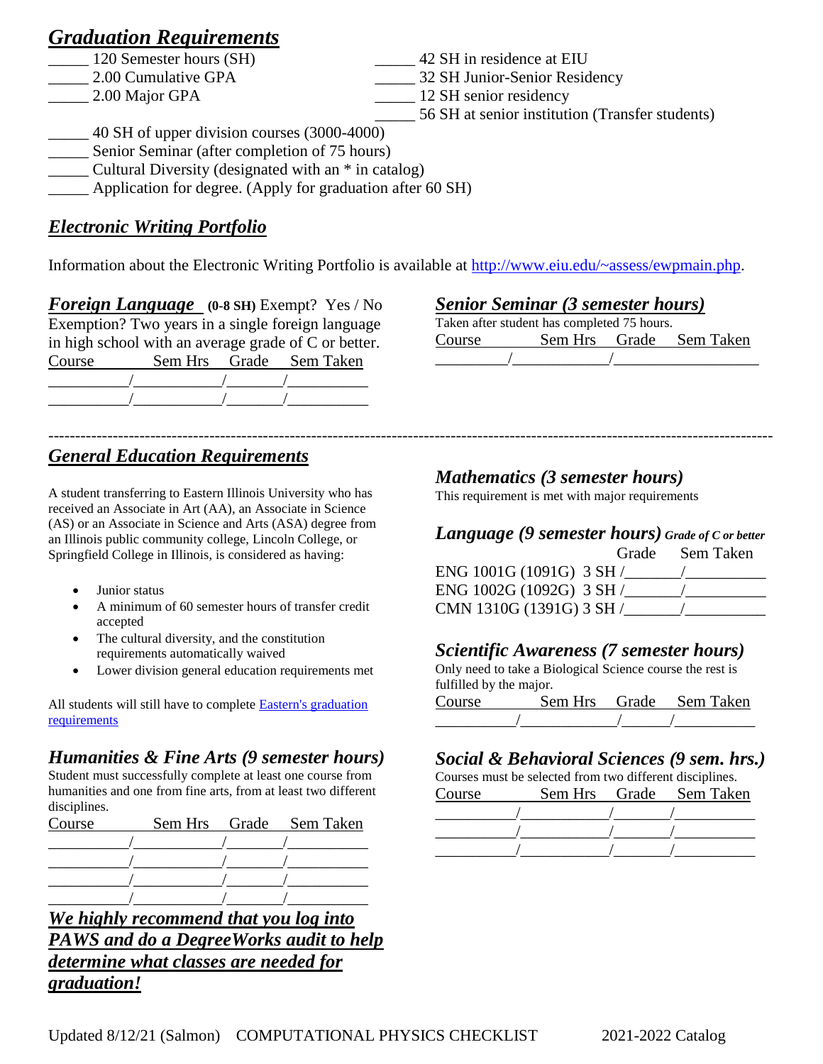## Graduation Requirements

_____ 120 Semester hours (SH)
_____ 2.00 Cumulative GPA
_____ 2.00 Major GPA
_____ 42 SH in residence at EIU
_____ 32 SH Junior-Senior Residency
_____ 12 SH senior residency
_____ 56 SH at senior institution (Transfer students)
_____ 40 SH of upper division courses (3000-4000)
_____ Senior Seminar (after completion of 75 hours)
_____ Cultural Diversity (designated with an * in catalog)
_____ Application for degree. (Apply for graduation after 60 SH)

## Electronic Writing Portfolio

Information about the Electronic Writing Portfolio is available at http://www.eiu.edu/~assess/ewpmain.php.

## Foreign Language (0-8 SH) Exempt? Yes / No

Exemption? Two years in a single foreign language in high school with an average grade of C or better.

| Course | Sem Hrs | Grade | Sem Taken |
|---|---|---|---|
| | | | |
| | | | |

## Senior Seminar (3 semester hours)

Taken after student has completed 75 hours.

| Course | Sem Hrs | Grade | Sem Taken |
|---|---|---|---|
| | | | |

---

## General Education Requirements

A student transferring to Eastern Illinois University who has received an Associate in Art (AA), an Associate in Science (AS) or an Associate in Science and Arts (ASA) degree from an Illinois public community college, Lincoln College, or Springfield College in Illinois, is considered as having:

- Junior status
- A minimum of 60 semester hours of transfer credit accepted
- The cultural diversity, and the constitution requirements automatically waived
- Lower division general education requirements met

All students will still have to complete Eastern's graduation requirements

### Humanities & Fine Arts (9 semester hours)

Student must successfully complete at least one course from humanities and one from fine arts, from at least two different disciplines.

| Course | Sem Hrs | Grade | Sem Taken |
|---|---|---|---|
| | | | |
| | | | |
| | | | |
| | | | |

***We highly recommend that you log into PAWS and do a DegreeWorks audit to help determine what classes are needed for graduation!***

### Mathematics (3 semester hours)

This requirement is met with major requirements

### Language (9 semester hours) *Grade of C or better*

| Course | Grade | Sem Taken |
|---|---|---|
| ENG 1001G (1091G) 3 SH | | |
| ENG 1002G (1092G) 3 SH | | |
| CMN 1310G (1391G) 3 SH | | |

### Scientific Awareness (7 semester hours)

Only need to take a Biological Science course the rest is fulfilled by the major.

| Course | Sem Hrs | Grade | Sem Taken |
|---|---|---|---|
| | | | |

### Social & Behavioral Sciences (9 sem. hrs.)

Courses must be selected from two different disciplines.

| Course | Sem Hrs | Grade | Sem Taken |
|---|---|---|---|
| | | | |
| | | | |
| | | | |

Updated 8/12/21 (Salmon) COMPUTATIONAL PHYSICS CHECKLIST 2021-2022 Catalog